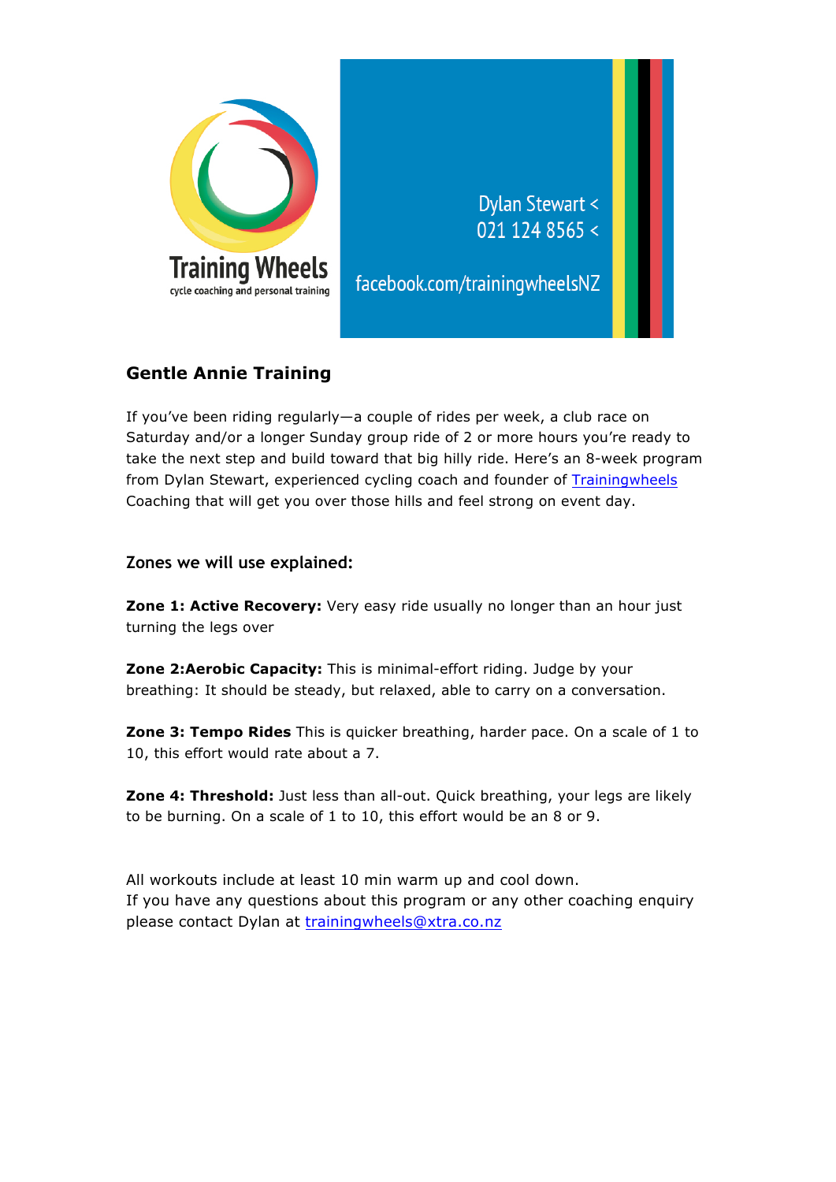Training Wheels
cycle coaching and personal training

Dylan Stewart <
021 124 8565 <

facebook.com/trainingwheelsNZ

## Gentle Annie Training

If you've been riding regularly—a couple of rides per week, a club race on Saturday and/or a longer Sunday group ride of 2 or more hours you're ready to take the next step and build toward that big hilly ride. Here's an 8-week program from Dylan Stewart, experienced cycling coach and founder of Trainingwheels Coaching that will get you over those hills and feel strong on event day.

### Zones we will use explained:

**Zone 1: Active Recovery:** Very easy ride usually no longer than an hour just turning the legs over

**Zone 2:Aerobic Capacity:** This is minimal-effort riding. Judge by your breathing: It should be steady, but relaxed, able to carry on a conversation.

**Zone 3: Tempo Rides** This is quicker breathing, harder pace. On a scale of 1 to 10, this effort would rate about a 7.

**Zone 4: Threshold:** Just less than all-out. Quick breathing, your legs are likely to be burning. On a scale of 1 to 10, this effort would be an 8 or 9.

All workouts include at least 10 min warm up and cool down.
If you have any questions about this program or any other coaching enquiry please contact Dylan at trainingwheels@xtra.co.nz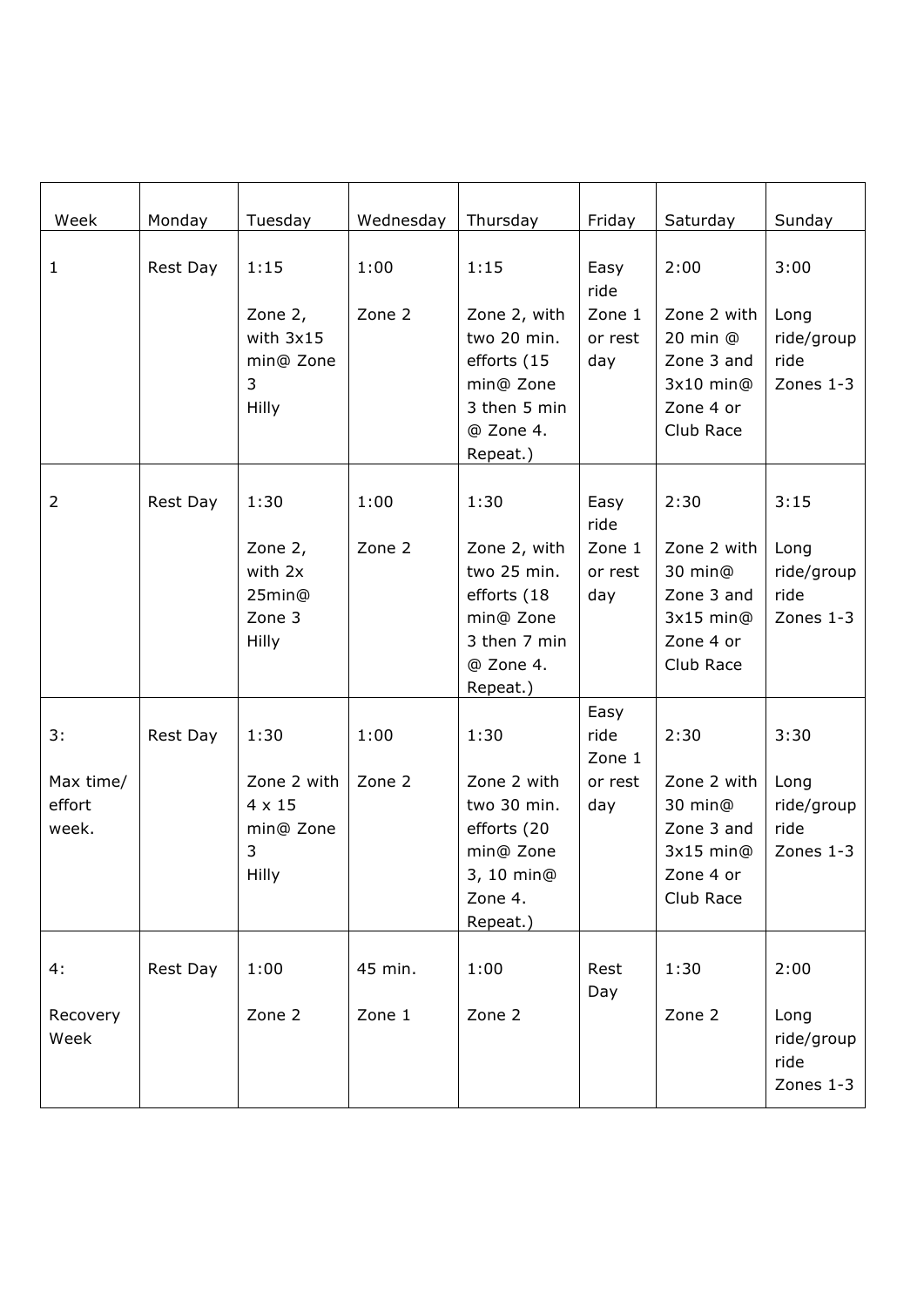| Week | Monday | Tuesday | Wednesday | Thursday | Friday | Saturday | Sunday |
|---|---|---|---|---|---|---|---|
| 1 | Rest Day | 1:15<br><br>Zone 2, with 3x15 min@ Zone 3<br>Hilly | 1:00<br><br>Zone 2 | 1:15<br><br>Zone 2, with two 20 min. efforts (15 min@ Zone 3 then 5 min @ Zone 4. Repeat.) | Easy ride Zone 1 or rest day | 2:00<br><br>Zone 2 with 20 min @ Zone 3 and 3x10 min@ Zone 4 or Club Race | 3:00<br><br>Long ride/group ride Zones 1-3 |
| 2 | Rest Day | 1:30<br><br>Zone 2, with 2x 25min@ Zone 3<br>Hilly | 1:00<br><br>Zone 2 | 1:30<br><br>Zone 2, with two 25 min. efforts (18 min@ Zone 3 then 7 min @ Zone 4. Repeat.) | Easy ride Zone 1 or rest day | 2:30<br><br>Zone 2 with 30 min@ Zone 3 and 3x15 min@ Zone 4 or Club Race | 3:15<br><br>Long ride/group ride Zones 1-3 |
| 3:<br><br>Max time/ effort week. | Rest Day | 1:30<br><br>Zone 2 with 4 x 15 min@ Zone 3<br>Hilly | 1:00<br><br>Zone 2 | 1:30<br><br>Zone 2 with two 30 min. efforts (20 min@ Zone 3, 10 min@ Zone 4. Repeat.) | Easy ride Zone 1 or rest day | 2:30<br><br>Zone 2 with 30 min@ Zone 3 and 3x15 min@ Zone 4 or Club Race | 3:30<br><br>Long ride/group ride Zones 1-3 |
| 4:<br><br>Recovery Week | Rest Day | 1:00<br><br>Zone 2 | 45 min.<br><br>Zone 1 | 1:00<br><br>Zone 2 | Rest Day | 1:30<br><br>Zone 2 | 2:00<br><br>Long ride/group ride Zones 1-3 |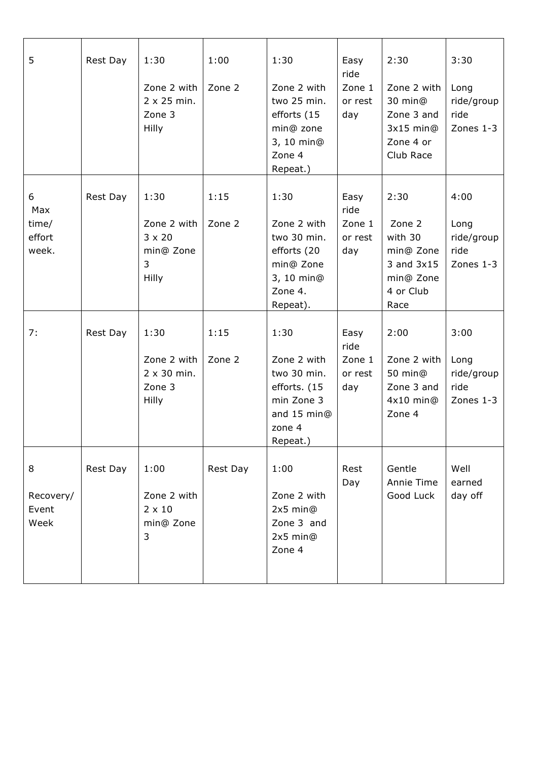| | | | | | | | |
|---|---|---|---|---|---|---|---|
| 5 | Rest Day | 1:30<br><br>Zone 2 with 2 x 25 min. Zone 3 Hilly | 1:00<br><br>Zone 2 | 1:30<br><br>Zone 2 with two 25 min. efforts (15 min@ zone 3, 10 min@ Zone 4 Repeat.) | Easy ride Zone 1 or rest day | 2:30<br><br>Zone 2 with 30 min@ Zone 3 and 3x15 min@ Zone 4 or Club Race | 3:30<br><br>Long ride/group ride Zones 1-3 |
| 6 Max time/ effort week. | Rest Day | 1:30<br><br>Zone 2 with 3 x 20 min@ Zone 3 Hilly | 1:15<br><br>Zone 2 | 1:30<br><br>Zone 2 with two 30 min. efforts (20 min@ Zone 3, 10 min@ Zone 4. Repeat). | Easy ride Zone 1 or rest day | 2:30<br><br>Zone 2 with 30 min@ Zone 3 and 3x15 min@ Zone 4 or Club Race | 4:00<br><br>Long ride/group ride Zones 1-3 |
| 7: | Rest Day | 1:30<br><br>Zone 2 with 2 x 30 min. Zone 3 Hilly | 1:15<br><br>Zone 2 | 1:30<br><br>Zone 2 with two 30 min. efforts. (15 min Zone 3 and 15 min@ zone 4 Repeat.) | Easy ride Zone 1 or rest day | 2:00<br><br>Zone 2 with 50 min@ Zone 3 and 4x10 min@ Zone 4 | 3:00<br><br>Long ride/group ride Zones 1-3 |
| 8<br><br>Recovery/ Event Week | Rest Day | 1:00<br><br>Zone 2 with 2 x 10 min@ Zone 3 | Rest Day | 1:00<br><br>Zone 2 with 2x5 min@ Zone 3 and 2x5 min@ Zone 4 | Rest Day | Gentle Annie Time Good Luck | Well earned day off |